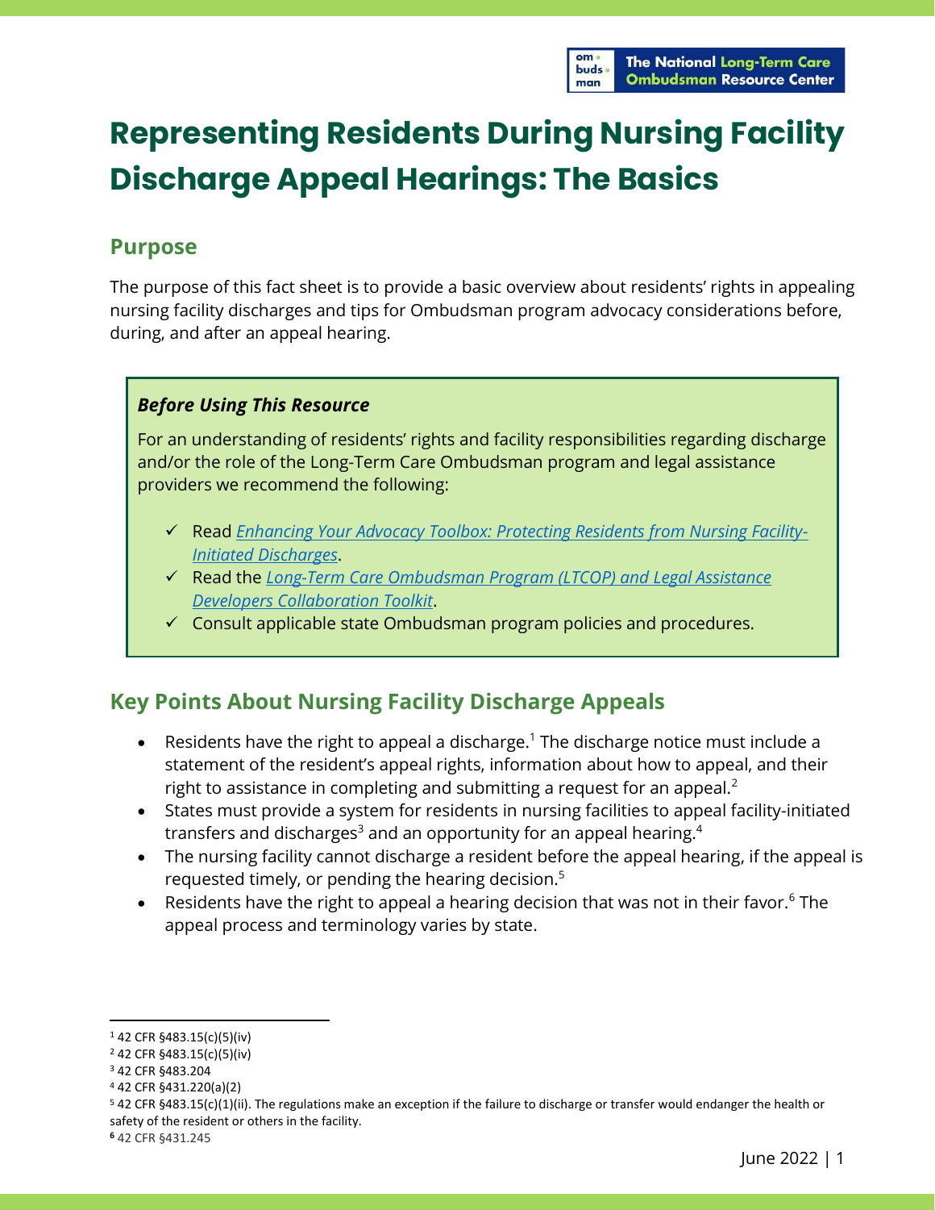# Representing Residents During Nursing Facility Discharge Appeal Hearings: The Basics

## Purpose

The purpose of this fact sheet is to provide a basic overview about residents' rights in appealing nursing facility discharges and tips for Ombudsman program advocacy considerations before, during, and after an appeal hearing.

> ***Before Using This Resource***
>
> For an understanding of residents' rights and facility responsibilities regarding discharge and/or the role of the Long-Term Care Ombudsman program and legal assistance providers we recommend the following:
>
> - ✓ Read *Enhancing Your Advocacy Toolbox: Protecting Residents from Nursing Facility-Initiated Discharges*.
> - ✓ Read the *Long-Term Care Ombudsman Program (LTCOP) and Legal Assistance Developers Collaboration Toolkit*.
> - ✓ Consult applicable state Ombudsman program policies and procedures.

## Key Points About Nursing Facility Discharge Appeals

- Residents have the right to appeal a discharge.[1] The discharge notice must include a statement of the resident's appeal rights, information about how to appeal, and their right to assistance in completing and submitting a request for an appeal.[2]
- States must provide a system for residents in nursing facilities to appeal facility-initiated transfers and discharges[3] and an opportunity for an appeal hearing.[4]
- The nursing facility cannot discharge a resident before the appeal hearing, if the appeal is requested timely, or pending the hearing decision.[5]
- Residents have the right to appeal a hearing decision that was not in their favor.[6] The appeal process and terminology varies by state.

---

[1] 42 CFR §483.15(c)(5)(iv)

[2] 42 CFR §483.15(c)(5)(iv)

[3] 42 CFR §483.204

[4] 42 CFR §431.220(a)(2)

[5] 42 CFR §483.15(c)(1)(ii). The regulations make an exception if the failure to discharge or transfer would endanger the health or safety of the resident or others in the facility.

[6] 42 CFR §431.245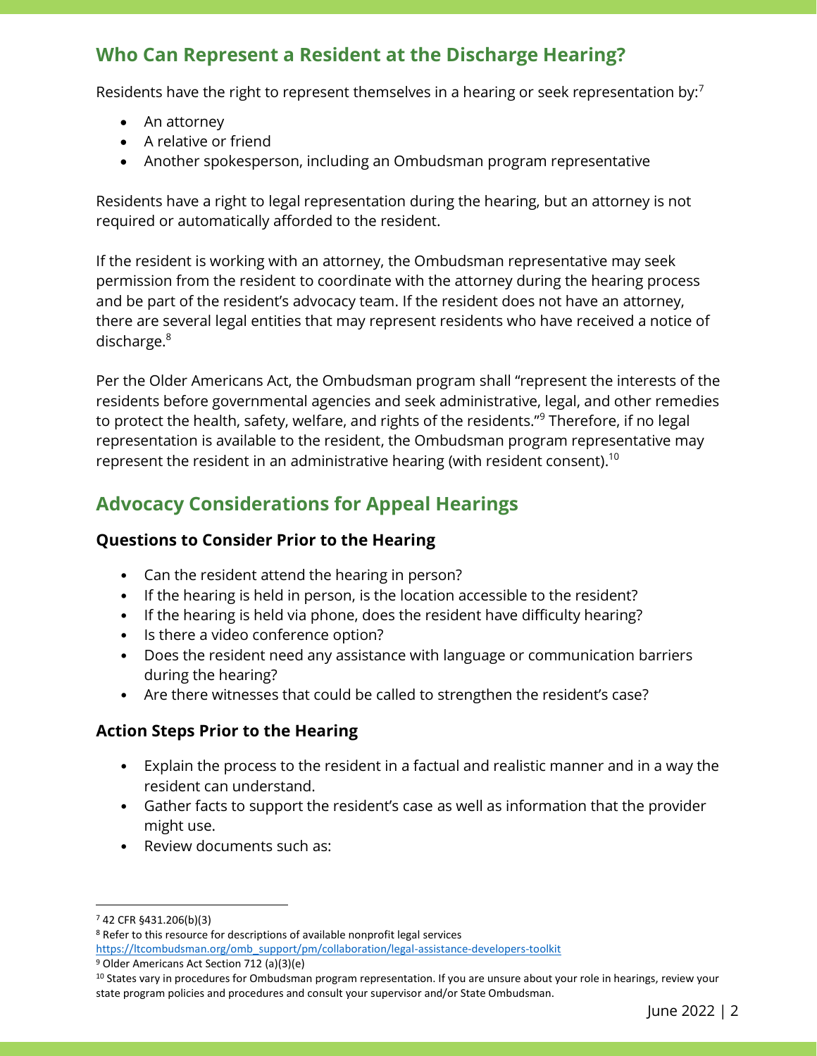## Who Can Represent a Resident at the Discharge Hearing?

Residents have the right to represent themselves in a hearing or seek representation by:[7]

- An attorney
- A relative or friend
- Another spokesperson, including an Ombudsman program representative

Residents have a right to legal representation during the hearing, but an attorney is not required or automatically afforded to the resident.

If the resident is working with an attorney, the Ombudsman representative may seek permission from the resident to coordinate with the attorney during the hearing process and be part of the resident's advocacy team. If the resident does not have an attorney, there are several legal entities that may represent residents who have received a notice of discharge.[8]

Per the Older Americans Act, the Ombudsman program shall "represent the interests of the residents before governmental agencies and seek administrative, legal, and other remedies to protect the health, safety, welfare, and rights of the residents."[9] Therefore, if no legal representation is available to the resident, the Ombudsman program representative may represent the resident in an administrative hearing (with resident consent).[10]

## Advocacy Considerations for Appeal Hearings

### Questions to Consider Prior to the Hearing

- Can the resident attend the hearing in person?
- If the hearing is held in person, is the location accessible to the resident?
- If the hearing is held via phone, does the resident have difficulty hearing?
- Is there a video conference option?
- Does the resident need any assistance with language or communication barriers during the hearing?
- Are there witnesses that could be called to strengthen the resident's case?

### Action Steps Prior to the Hearing

- Explain the process to the resident in a factual and realistic manner and in a way the resident can understand.
- Gather facts to support the resident's case as well as information that the provider might use.
- Review documents such as:

---

[7] 42 CFR §431.206(b)(3)

[8] Refer to this resource for descriptions of available nonprofit legal services https://ltcombudsman.org/omb_support/pm/collaboration/legal-assistance-developers-toolkit

[9] Older Americans Act Section 712 (a)(3)(e)

[10] States vary in procedures for Ombudsman program representation. If you are unsure about your role in hearings, review your state program policies and procedures and consult your supervisor and/or State Ombudsman.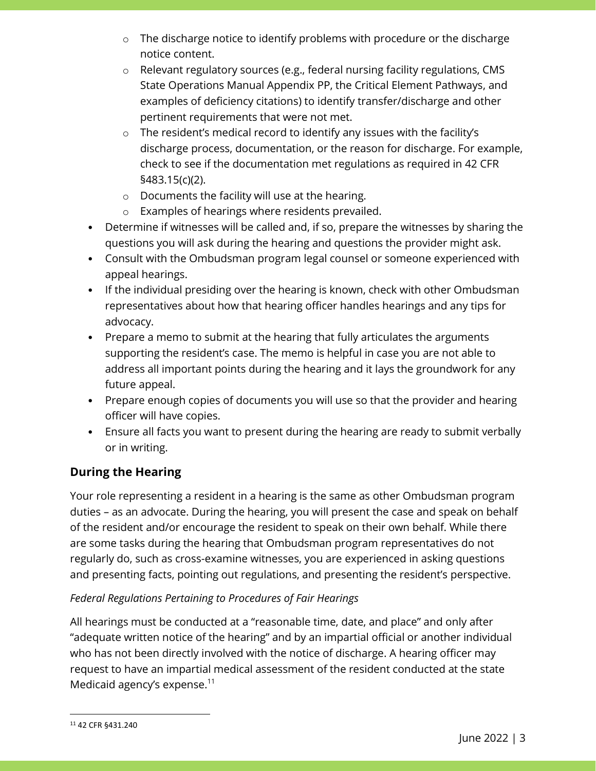- The discharge notice to identify problems with procedure or the discharge notice content.
   - Relevant regulatory sources (e.g., federal nursing facility regulations, CMS State Operations Manual Appendix PP, the Critical Element Pathways, and examples of deficiency citations) to identify transfer/discharge and other pertinent requirements that were not met.
   - The resident's medical record to identify any issues with the facility's discharge process, documentation, or the reason for discharge. For example, check to see if the documentation met regulations as required in 42 CFR §483.15(c)(2).
   - Documents the facility will use at the hearing.
   - Examples of hearings where residents prevailed.
- Determine if witnesses will be called and, if so, prepare the witnesses by sharing the questions you will ask during the hearing and questions the provider might ask.
- Consult with the Ombudsman program legal counsel or someone experienced with appeal hearings.
- If the individual presiding over the hearing is known, check with other Ombudsman representatives about how that hearing officer handles hearings and any tips for advocacy.
- Prepare a memo to submit at the hearing that fully articulates the arguments supporting the resident's case. The memo is helpful in case you are not able to address all important points during the hearing and it lays the groundwork for any future appeal.
- Prepare enough copies of documents you will use so that the provider and hearing officer will have copies.
- Ensure all facts you want to present during the hearing are ready to submit verbally or in writing.

## During the Hearing

Your role representing a resident in a hearing is the same as other Ombudsman program duties – as an advocate. During the hearing, you will present the case and speak on behalf of the resident and/or encourage the resident to speak on their own behalf. While there are some tasks during the hearing that Ombudsman program representatives do not regularly do, such as cross-examine witnesses, you are experienced in asking questions and presenting facts, pointing out regulations, and presenting the resident's perspective.

*Federal Regulations Pertaining to Procedures of Fair Hearings*

All hearings must be conducted at a "reasonable time, date, and place" and only after "adequate written notice of the hearing" and by an impartial official or another individual who has not been directly involved with the notice of discharge. A hearing officer may request to have an impartial medical assessment of the resident conducted at the state Medicaid agency's expense.[11]

[11] 42 CFR §431.240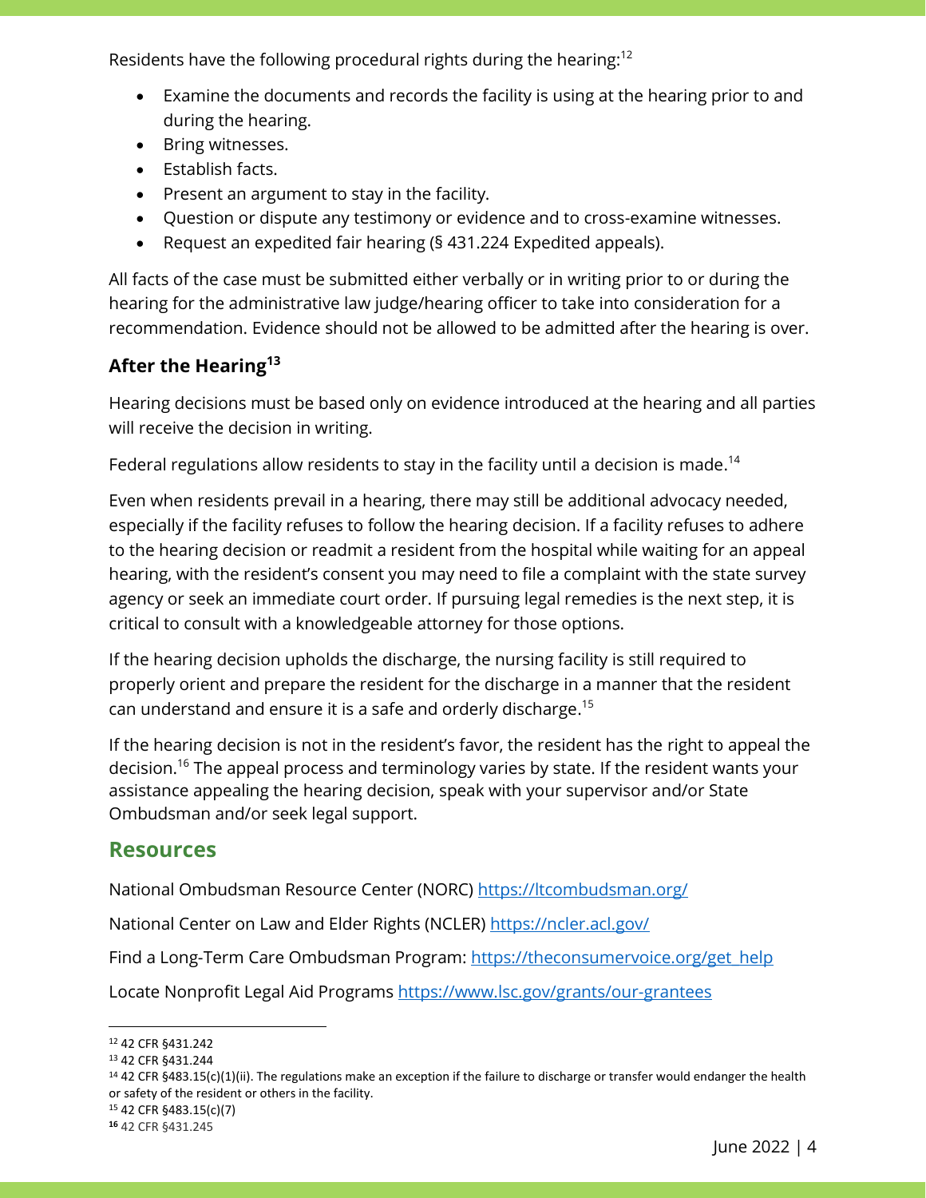Residents have the following procedural rights during the hearing:[12]

- Examine the documents and records the facility is using at the hearing prior to and during the hearing.
- Bring witnesses.
- Establish facts.
- Present an argument to stay in the facility.
- Question or dispute any testimony or evidence and to cross-examine witnesses.
- Request an expedited fair hearing (§ 431.224 Expedited appeals).

All facts of the case must be submitted either verbally or in writing prior to or during the hearing for the administrative law judge/hearing officer to take into consideration for a recommendation. Evidence should not be allowed to be admitted after the hearing is over.

### After the Hearing[13]

Hearing decisions must be based only on evidence introduced at the hearing and all parties will receive the decision in writing.

Federal regulations allow residents to stay in the facility until a decision is made.[14]

Even when residents prevail in a hearing, there may still be additional advocacy needed, especially if the facility refuses to follow the hearing decision. If a facility refuses to adhere to the hearing decision or readmit a resident from the hospital while waiting for an appeal hearing, with the resident's consent you may need to file a complaint with the state survey agency or seek an immediate court order. If pursuing legal remedies is the next step, it is critical to consult with a knowledgeable attorney for those options.

If the hearing decision upholds the discharge, the nursing facility is still required to properly orient and prepare the resident for the discharge in a manner that the resident can understand and ensure it is a safe and orderly discharge.[15]

If the hearing decision is not in the resident's favor, the resident has the right to appeal the decision.[16] The appeal process and terminology varies by state. If the resident wants your assistance appealing the hearing decision, speak with your supervisor and/or State Ombudsman and/or seek legal support.

## Resources

National Ombudsman Resource Center (NORC) https://ltcombudsman.org/

National Center on Law and Elder Rights (NCLER) https://ncler.acl.gov/

Find a Long-Term Care Ombudsman Program: https://theconsumervoice.org/get_help

Locate Nonprofit Legal Aid Programs https://www.lsc.gov/grants/our-grantees

---

[12] 42 CFR §431.242

[13] 42 CFR §431.244

[14] 42 CFR §483.15(c)(1)(ii). The regulations make an exception if the failure to discharge or transfer would endanger the health or safety of the resident or others in the facility.

[15] 42 CFR §483.15(c)(7)

[16] 42 CFR §431.245